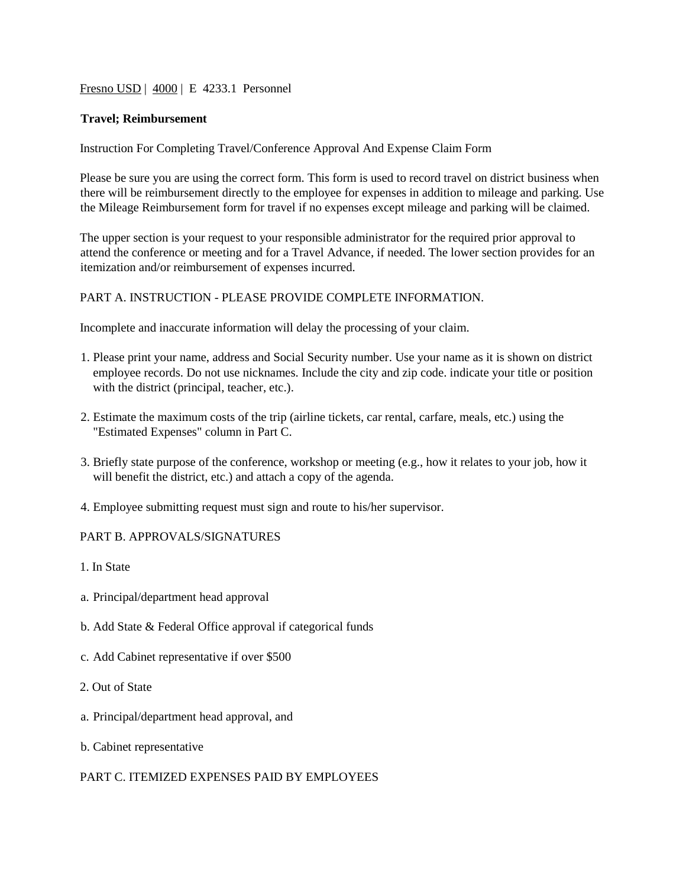Fresno USD | 4000 | E 4233.1 Personnel

**Travel; Reimbursement**

Instruction For Completing Travel/Conference Approval And Expense Claim Form

Please be sure you are using the correct form. This form is used to record travel on district business when there will be reimbursement directly to the employee for expenses in addition to mileage and parking. Use the Mileage Reimbursement form for travel if no expenses except mileage and parking will be claimed.

The upper section is your request to your responsible administrator for the required prior approval to attend the conference or meeting and for a Travel Advance, if needed. The lower section provides for an itemization and/or reimbursement of expenses incurred.

PART A. INSTRUCTION - PLEASE PROVIDE COMPLETE INFORMATION.

Incomplete and inaccurate information will delay the processing of your claim.

1. Please print your name, address and Social Security number. Use your name as it is shown on district employee records. Do not use nicknames. Include the city and zip code. indicate your title or position with the district (principal, teacher, etc.).

2. Estimate the maximum costs of the trip (airline tickets, car rental, carfare, meals, etc.) using the "Estimated Expenses" column in Part C.

3. Briefly state purpose of the conference, workshop or meeting (e.g., how it relates to your job, how it will benefit the district, etc.) and attach a copy of the agenda.

4. Employee submitting request must sign and route to his/her supervisor.

PART B. APPROVALS/SIGNATURES

1. In State

a. Principal/department head approval

b. Add State & Federal Office approval if categorical funds

c. Add Cabinet representative if over $500

2. Out of State

a. Principal/department head approval, and

b. Cabinet representative

PART C. ITEMIZED EXPENSES PAID BY EMPLOYEES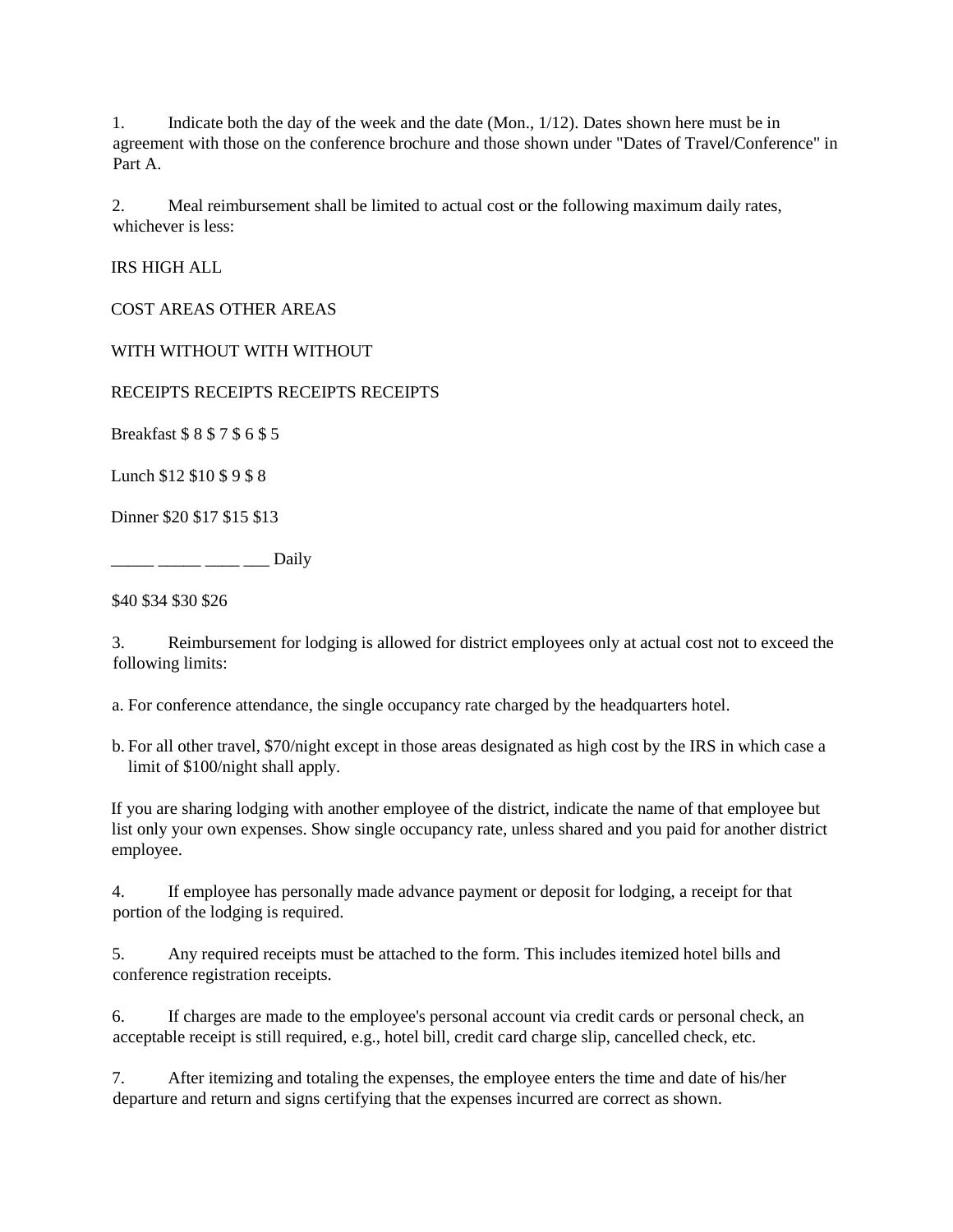1. Indicate both the day of the week and the date (Mon., 1/12). Dates shown here must be in agreement with those on the conference brochure and those shown under "Dates of Travel/Conference" in Part A.

2. Meal reimbursement shall be limited to actual cost or the following maximum daily rates, whichever is less:

| | IRS HIGH COST AREAS | | ALL OTHER AREAS | |
|---|---|---|---|---|
| | WITH RECEIPTS | WITHOUT RECEIPTS | WITH RECEIPTS | WITHOUT RECEIPTS |
| Breakfast | $ 8 | $ 7 | $ 6 | $ 5 |
| Lunch | $12 | $10 | $ 9 | $ 8 |
| Dinner | $20 | $17 | $15 | $13 |
| Daily | $40 | $34 | $30 | $26 |

3. Reimbursement for lodging is allowed for district employees only at actual cost not to exceed the following limits:

a. For conference attendance, the single occupancy rate charged by the headquarters hotel.

b. For all other travel, $70/night except in those areas designated as high cost by the IRS in which case a limit of $100/night shall apply.

If you are sharing lodging with another employee of the district, indicate the name of that employee but list only your own expenses. Show single occupancy rate, unless shared and you paid for another district employee.

4. If employee has personally made advance payment or deposit for lodging, a receipt for that portion of the lodging is required.

5. Any required receipts must be attached to the form. This includes itemized hotel bills and conference registration receipts.

6. If charges are made to the employee's personal account via credit cards or personal check, an acceptable receipt is still required, e.g., hotel bill, credit card charge slip, cancelled check, etc.

7. After itemizing and totaling the expenses, the employee enters the time and date of his/her departure and return and signs certifying that the expenses incurred are correct as shown.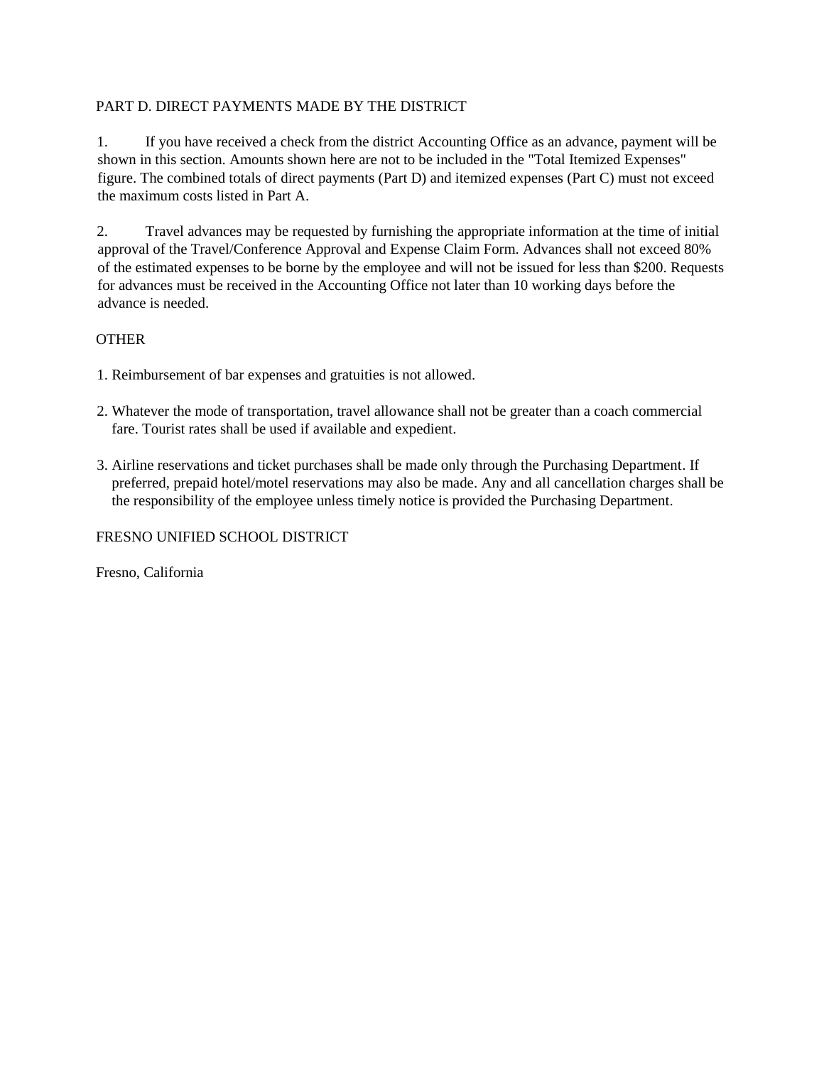## PART D. DIRECT PAYMENTS MADE BY THE DISTRICT

1. If you have received a check from the district Accounting Office as an advance, payment will be shown in this section. Amounts shown here are not to be included in the "Total Itemized Expenses" figure. The combined totals of direct payments (Part D) and itemized expenses (Part C) must not exceed the maximum costs listed in Part A.

2. Travel advances may be requested by furnishing the appropriate information at the time of initial approval of the Travel/Conference Approval and Expense Claim Form. Advances shall not exceed 80% of the estimated expenses to be borne by the employee and will not be issued for less than $200. Requests for advances must be received in the Accounting Office not later than 10 working days before the advance is needed.

## OTHER

1. Reimbursement of bar expenses and gratuities is not allowed.

2. Whatever the mode of transportation, travel allowance shall not be greater than a coach commercial fare. Tourist rates shall be used if available and expedient.

3. Airline reservations and ticket purchases shall be made only through the Purchasing Department. If preferred, prepaid hotel/motel reservations may also be made. Any and all cancellation charges shall be the responsibility of the employee unless timely notice is provided the Purchasing Department.

FRESNO UNIFIED SCHOOL DISTRICT

Fresno, California